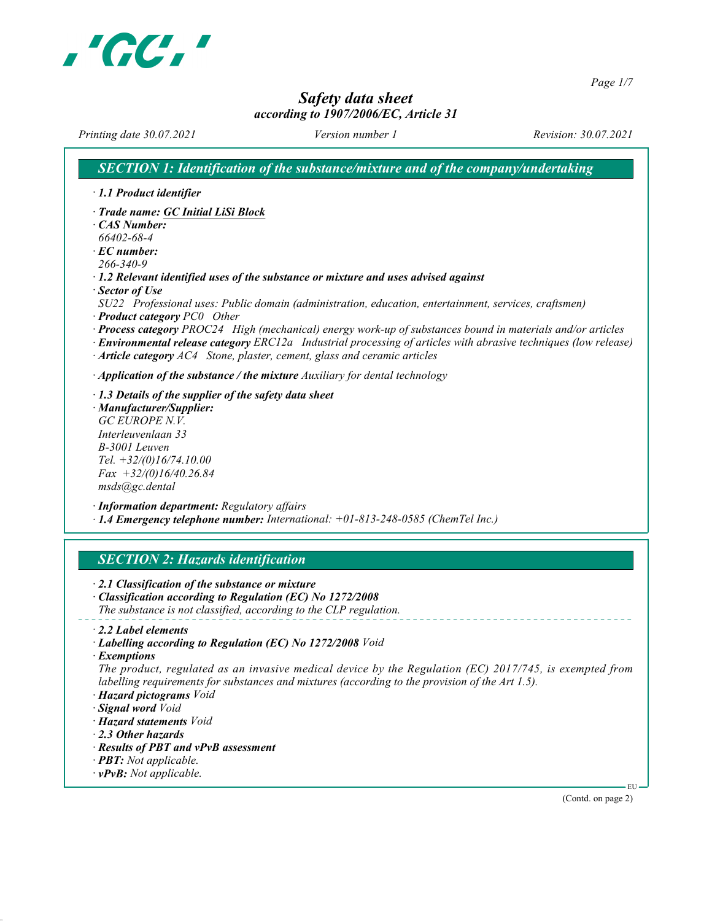# Safety data sheet
*according to 1907/2006/EC, Article 31*

*Printing date 30.07.2021* *Version number 1* *Revision: 30.07.2021*

## SECTION 1: Identification of the substance/mixture and of the company/undertaking

· **1.1 Product identifier**

· **Trade name: GC Initial LiSi Block**
· **CAS Number:**
66402-68-4
· **EC number:**
266-340-9
· **1.2 Relevant identified uses of the substance or mixture and uses advised against**
· **Sector of Use**
SU22 Professional uses: Public domain (administration, education, entertainment, services, craftsmen)
· **Product category** PC0 Other
· **Process category** PROC24 High (mechanical) energy work-up of substances bound in materials and/or articles
· **Environmental release category** ERC12a Industrial processing of articles with abrasive techniques (low release)
· **Article category** AC4 Stone, plaster, cement, glass and ceramic articles

· **Application of the substance / the mixture** Auxiliary for dental technology

· **1.3 Details of the supplier of the safety data sheet**
· **Manufacturer/Supplier:**
GC EUROPE N.V.
Interleuvenlaan 33
B-3001 Leuven
Tel. +32/(0)16/74.10.00
Fax +32/(0)16/40.26.84
msds@gc.dental

· **Information department:** Regulatory affairs
· **1.4 Emergency telephone number:** International: +01-813-248-0585 (ChemTel Inc.)

## SECTION 2: Hazards identification

· **2.1 Classification of the substance or mixture**
· **Classification according to Regulation (EC) No 1272/2008**
The substance is not classified, according to the CLP regulation.

· **2.2 Label elements**
· **Labelling according to Regulation (EC) No 1272/2008** Void
· **Exemptions**
The product, regulated as an invasive medical device by the Regulation (EC) 2017/745, is exempted from labelling requirements for substances and mixtures (according to the provision of the Art 1.5).
· **Hazard pictograms** Void
· **Signal word** Void
· **Hazard statements** Void
· **2.3 Other hazards**
· **Results of PBT and vPvB assessment**
· **PBT:** Not applicable.
· **vPvB:** Not applicable.

(Contd. on page 2)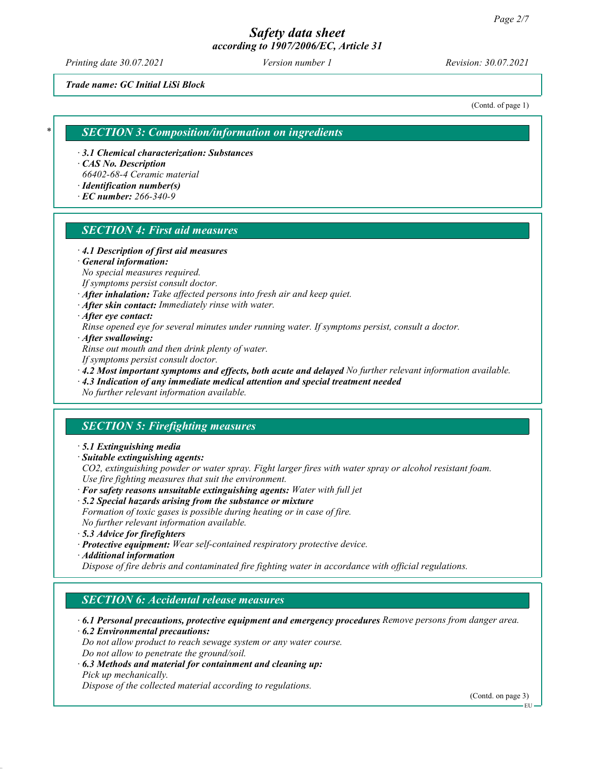*Trade name: GC Initial LiSi Block*

(Contd. of page 1)

## * SECTION 3: Composition/information on ingredients

· **3.1 Chemical characterization: Substances**
· **CAS No. Description**
66402-68-4 Ceramic material
· **Identification number(s)**
· **EC number:** 266-340-9

## SECTION 4: First aid measures

· **4.1 Description of first aid measures**
· **General information:**
No special measures required.
If symptoms persist consult doctor.
· **After inhalation:** Take affected persons into fresh air and keep quiet.
· **After skin contact:** Immediately rinse with water.
· **After eye contact:**
Rinse opened eye for several minutes under running water. If symptoms persist, consult a doctor.
· **After swallowing:**
Rinse out mouth and then drink plenty of water.
If symptoms persist consult doctor.
· **4.2 Most important symptoms and effects, both acute and delayed** No further relevant information available.
· **4.3 Indication of any immediate medical attention and special treatment needed**
No further relevant information available.

## SECTION 5: Firefighting measures

· **5.1 Extinguishing media**
· **Suitable extinguishing agents:**
$CO_2$, extinguishing powder or water spray. Fight larger fires with water spray or alcohol resistant foam.
Use fire fighting measures that suit the environment.
· **For safety reasons unsuitable extinguishing agents:** Water with full jet
· **5.2 Special hazards arising from the substance or mixture**
Formation of toxic gases is possible during heating or in case of fire.
No further relevant information available.
· **5.3 Advice for firefighters**
· **Protective equipment:** Wear self-contained respiratory protective device.
· **Additional information**
Dispose of fire debris and contaminated fire fighting water in accordance with official regulations.

## SECTION 6: Accidental release measures

· **6.1 Personal precautions, protective equipment and emergency procedures** Remove persons from danger area.
· **6.2 Environmental precautions:**
Do not allow product to reach sewage system or any water course.
Do not allow to penetrate the ground/soil.
· **6.3 Methods and material for containment and cleaning up:**
Pick up mechanically.
Dispose of the collected material according to regulations.

(Contd. on page 3)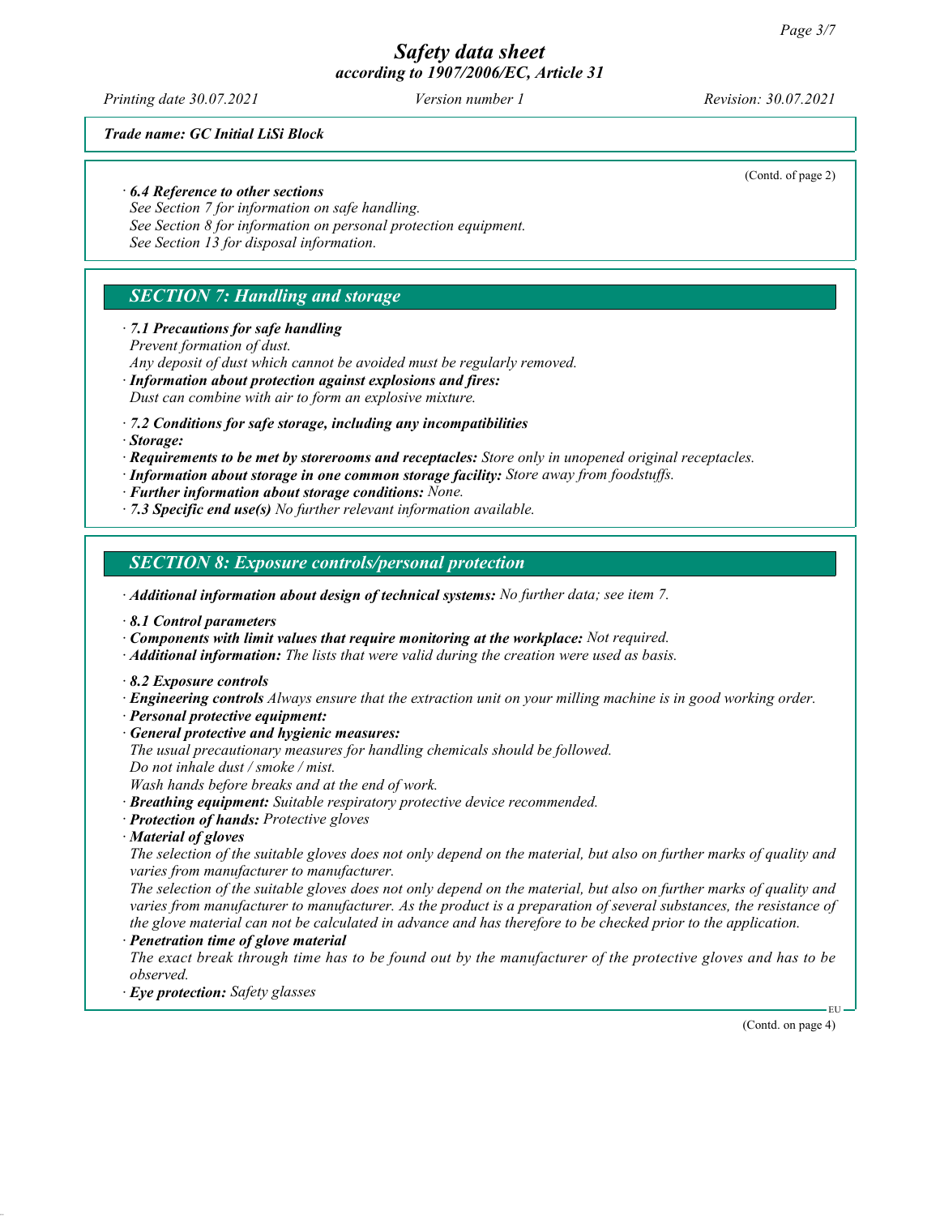*Trade name: GC Initial LiSi Block*

(Contd. of page 2)

· **6.4 Reference to other sections**
See Section 7 for information on safe handling.
See Section 8 for information on personal protection equipment.
See Section 13 for disposal information.

## SECTION 7: Handling and storage

· **7.1 Precautions for safe handling**
Prevent formation of dust.
Any deposit of dust which cannot be avoided must be regularly removed.
· **Information about protection against explosions and fires:**
Dust can combine with air to form an explosive mixture.

· **7.2 Conditions for safe storage, including any incompatibilities**
· **Storage:**
· **Requirements to be met by storerooms and receptacles:** Store only in unopened original receptacles.
· **Information about storage in one common storage facility:** Store away from foodstuffs.
· **Further information about storage conditions:** None.
· **7.3 Specific end use(s)** No further relevant information available.

## SECTION 8: Exposure controls/personal protection

· **Additional information about design of technical systems:** No further data; see item 7.

· **8.1 Control parameters**
· **Components with limit values that require monitoring at the workplace:** Not required.
· **Additional information:** The lists that were valid during the creation were used as basis.

· **8.2 Exposure controls**
· **Engineering controls** Always ensure that the extraction unit on your milling machine is in good working order.
· **Personal protective equipment:**
· **General protective and hygienic measures:**
The usual precautionary measures for handling chemicals should be followed.
Do not inhale dust / smoke / mist.
Wash hands before breaks and at the end of work.
· **Breathing equipment:** Suitable respiratory protective device recommended.
· **Protection of hands:** Protective gloves
· **Material of gloves**
The selection of the suitable gloves does not only depend on the material, but also on further marks of quality and varies from manufacturer to manufacturer.
The selection of the suitable gloves does not only depend on the material, but also on further marks of quality and varies from manufacturer to manufacturer. As the product is a preparation of several substances, the resistance of the glove material can not be calculated in advance and has therefore to be checked prior to the application.
· **Penetration time of glove material**
The exact break through time has to be found out by the manufacturer of the protective gloves and has to be observed.
· **Eye protection:** Safety glasses

(Contd. on page 4)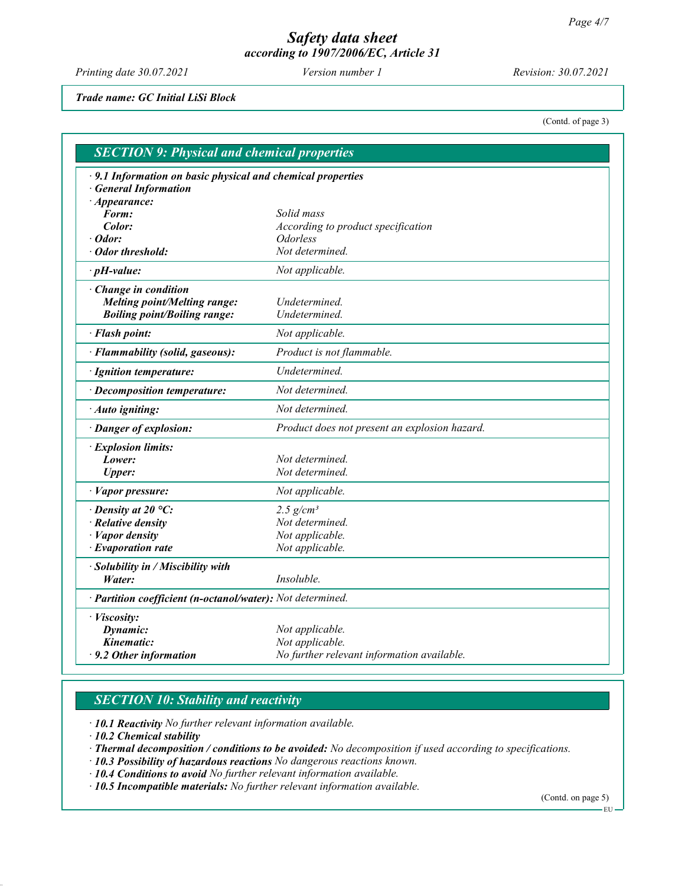*Trade name: GC Initial LiSi Block*

(Contd. of page 3)

## SECTION 9: Physical and chemical properties

| | |
|---|---|
| **· 9.1 Information on basic physical and chemical properties** | |
| **· General Information** | |
| **· Appearance:** | |
| **Form:** | *Solid mass* |
| **Color:** | *According to product specification* |
| **· Odor:** | *Odorless* |
| **· Odor threshold:** | *Not determined.* |
| **· pH-value:** | *Not applicable.* |
| **· Change in condition** | |
| **Melting point/Melting range:** | *Undetermined.* |
| **Boiling point/Boiling range:** | *Undetermined.* |
| **· Flash point:** | *Not applicable.* |
| **· Flammability (solid, gaseous):** | *Product is not flammable.* |
| **· Ignition temperature:** | *Undetermined.* |
| **· Decomposition temperature:** | *Not determined.* |
| **· Auto igniting:** | *Not determined.* |
| **· Danger of explosion:** | *Product does not present an explosion hazard.* |
| **· Explosion limits:** | |
| **Lower:** | *Not determined.* |
| **Upper:** | *Not determined.* |
| **· Vapor pressure:** | *Not applicable.* |
| **· Density at 20 °C:** | *2.5 g/cm³* |
| **· Relative density** | *Not determined.* |
| **· Vapor density** | *Not applicable.* |
| **· Evaporation rate** | *Not applicable.* |
| **· Solubility in / Miscibility with** | |
| **Water:** | *Insoluble.* |
| **· Partition coefficient (n-octanol/water):** | *Not determined.* |
| **· Viscosity:** | |
| **Dynamic:** | *Not applicable.* |
| **Kinematic:** | *Not applicable.* |
| **· 9.2 Other information** | *No further relevant information available.* |

## SECTION 10: Stability and reactivity

· **10.1 Reactivity** *No further relevant information available.*
· **10.2 Chemical stability**
· **Thermal decomposition / conditions to be avoided:** *No decomposition if used according to specifications.*
· **10.3 Possibility of hazardous reactions** *No dangerous reactions known.*
· **10.4 Conditions to avoid** *No further relevant information available.*
· **10.5 Incompatible materials:** *No further relevant information available.*

(Contd. on page 5)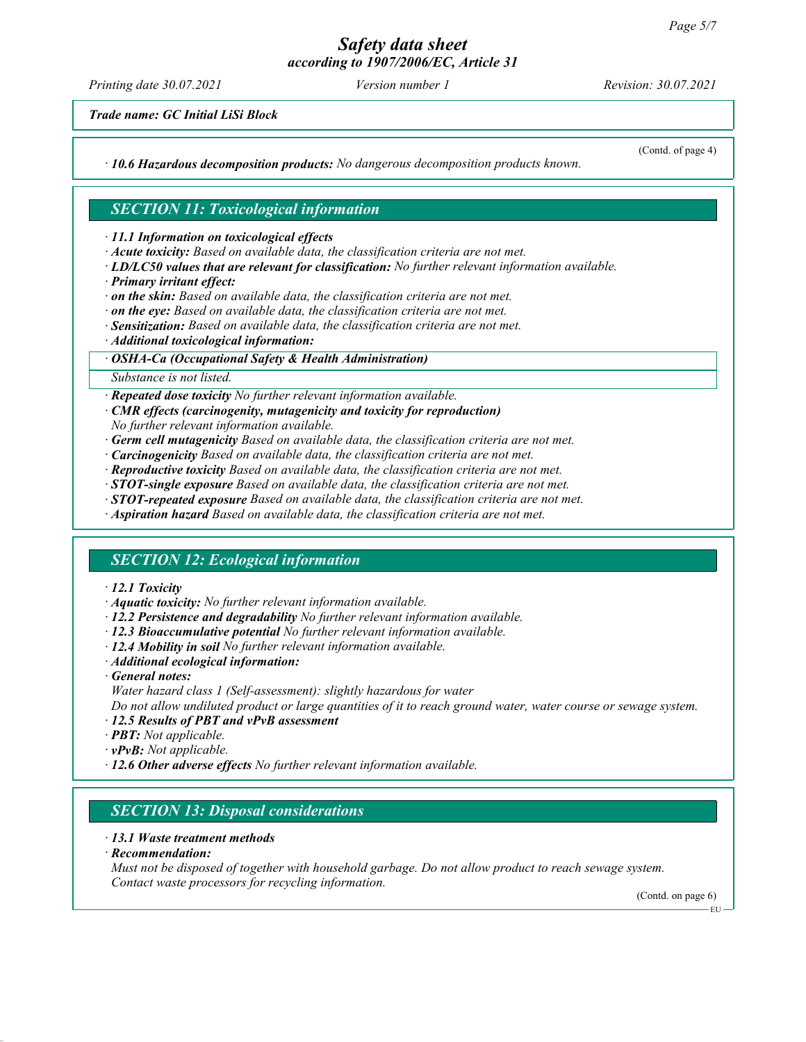*Trade name: GC Initial LiSi Block*

(Contd. of page 4)

· ***10.6 Hazardous decomposition products:*** *No dangerous decomposition products known.*

## *SECTION 11: Toxicological information*

· ***11.1 Information on toxicological effects***
· ***Acute toxicity:*** *Based on available data, the classification criteria are not met.*
· ***LD/LC50 values that are relevant for classification:*** *No further relevant information available.*
· ***Primary irritant effect:***
· ***on the skin:*** *Based on available data, the classification criteria are not met.*
· ***on the eye:*** *Based on available data, the classification criteria are not met.*
· ***Sensitization:*** *Based on available data, the classification criteria are not met.*
· ***Additional toxicological information:***

| · ***OSHA-Ca (Occupational Safety & Health Administration)*** |
|---|
| *Substance is not listed.* |

· ***Repeated dose toxicity*** *No further relevant information available.*
· ***CMR effects (carcinogenity, mutagenicity and toxicity for reproduction)***
*No further relevant information available.*
· ***Germ cell mutagenicity*** *Based on available data, the classification criteria are not met.*
· ***Carcinogenicity*** *Based on available data, the classification criteria are not met.*
· ***Reproductive toxicity*** *Based on available data, the classification criteria are not met.*
· ***STOT-single exposure*** *Based on available data, the classification criteria are not met.*
· ***STOT-repeated exposure*** *Based on available data, the classification criteria are not met.*
· ***Aspiration hazard*** *Based on available data, the classification criteria are not met.*

## *SECTION 12: Ecological information*

· ***12.1 Toxicity***
· ***Aquatic toxicity:*** *No further relevant information available.*
· ***12.2 Persistence and degradability*** *No further relevant information available.*
· ***12.3 Bioaccumulative potential*** *No further relevant information available.*
· ***12.4 Mobility in soil*** *No further relevant information available.*
· ***Additional ecological information:***
· ***General notes:***
*Water hazard class 1 (Self-assessment): slightly hazardous for water*
*Do not allow undiluted product or large quantities of it to reach ground water, water course or sewage system.*
· ***12.5 Results of PBT and vPvB assessment***
· ***PBT:*** *Not applicable.*
· ***vPvB:*** *Not applicable.*
· ***12.6 Other adverse effects*** *No further relevant information available.*

## *SECTION 13: Disposal considerations*

· ***13.1 Waste treatment methods***
· ***Recommendation:***
*Must not be disposed of together with household garbage. Do not allow product to reach sewage system.*
*Contact waste processors for recycling information.*

(Contd. on page 6)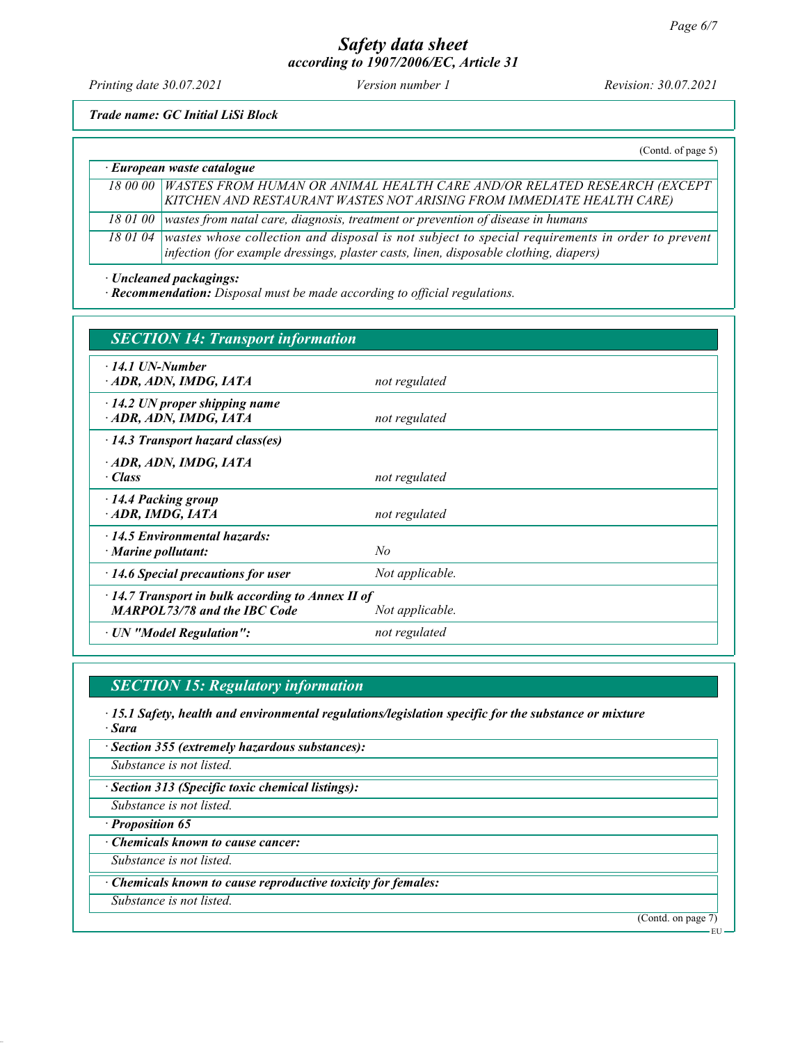*Trade name: GC Initial LiSi Block*

(Contd. of page 5)

· **European waste catalogue**

| | |
|---|---|
| 18 00 00 | WASTES FROM HUMAN OR ANIMAL HEALTH CARE AND/OR RELATED RESEARCH (EXCEPT KITCHEN AND RESTAURANT WASTES NOT ARISING FROM IMMEDIATE HEALTH CARE) |
| 18 01 00 | wastes from natal care, diagnosis, treatment or prevention of disease in humans |
| 18 01 04 | wastes whose collection and disposal is not subject to special requirements in order to prevent infection (for example dressings, plaster casts, linen, disposable clothing, diapers) |

· **Uncleaned packagings:**
· **Recommendation:** *Disposal must be made according to official regulations.*

## SECTION 14: Transport information

| | |
|---|---|
| · **14.1 UN-Number**<br>· **ADR, ADN, IMDG, IATA** | not regulated |
| · **14.2 UN proper shipping name**<br>· **ADR, ADN, IMDG, IATA** | not regulated |
| · **14.3 Transport hazard class(es)**<br>· **ADR, ADN, IMDG, IATA**<br>· **Class** | not regulated |
| · **14.4 Packing group**<br>· **ADR, IMDG, IATA** | not regulated |
| · **14.5 Environmental hazards:**<br>· **Marine pollutant:** | No |
| · **14.6 Special precautions for user** | Not applicable. |
| · **14.7 Transport in bulk according to Annex II of MARPOL73/78 and the IBC Code** | Not applicable. |
| · **UN "Model Regulation":** | not regulated |

## SECTION 15: Regulatory information

· **15.1 Safety, health and environmental regulations/legislation specific for the substance or mixture**
· **Sara**

· **Section 355 (extremely hazardous substances):**
*Substance is not listed.*

· **Section 313 (Specific toxic chemical listings):**
*Substance is not listed.*

· **Proposition 65**

· **Chemicals known to cause cancer:**
*Substance is not listed.*

· **Chemicals known to cause reproductive toxicity for females:**
*Substance is not listed.*

(Contd. on page 7)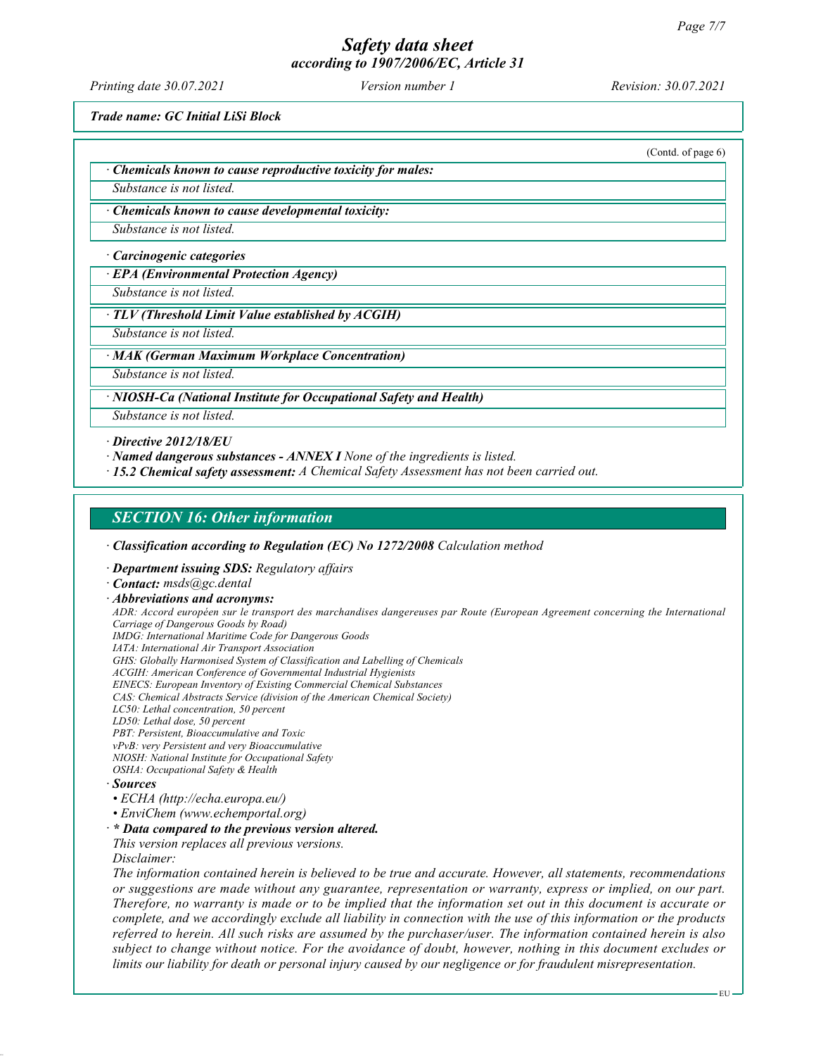*Trade name: GC Initial LiSi Block*

(Contd. of page 6)

· ***Chemicals known to cause reproductive toxicity for males:***

*Substance is not listed.*

· ***Chemicals known to cause developmental toxicity:***

*Substance is not listed.*

· ***Carcinogenic categories***

· ***EPA (Environmental Protection Agency)***

*Substance is not listed.*

· ***TLV (Threshold Limit Value established by ACGIH)***

*Substance is not listed.*

· ***MAK (German Maximum Workplace Concentration)***

*Substance is not listed.*

· ***NIOSH-Ca (National Institute for Occupational Safety and Health)***

*Substance is not listed.*

· ***Directive 2012/18/EU***

· ***Named dangerous substances - ANNEX I*** *None of the ingredients is listed.*

· ***15.2 Chemical safety assessment:*** *A Chemical Safety Assessment has not been carried out.*

## *SECTION 16: Other information*

· ***Classification according to Regulation (EC) No 1272/2008*** *Calculation method*

· ***Department issuing SDS:*** *Regulatory affairs*

· ***Contact:*** *msds@gc.dental*

· ***Abbreviations and acronyms:***

*ADR: Accord européen sur le transport des marchandises dangereuses par Route (European Agreement concerning the International Carriage of Dangerous Goods by Road)*
*IMDG: International Maritime Code for Dangerous Goods*
*IATA: International Air Transport Association*
*GHS: Globally Harmonised System of Classification and Labelling of Chemicals*
*ACGIH: American Conference of Governmental Industrial Hygienists*
*EINECS: European Inventory of Existing Commercial Chemical Substances*
*CAS: Chemical Abstracts Service (division of the American Chemical Society)*
*LC50: Lethal concentration, 50 percent*
*LD50: Lethal dose, 50 percent*
*PBT: Persistent, Bioaccumulative and Toxic*
*vPvB: very Persistent and very Bioaccumulative*
*NIOSH: National Institute for Occupational Safety*
*OSHA: Occupational Safety & Health*

· ***Sources***

- *ECHA (http://echa.europa.eu/)*
- *EnviChem (www.echemportal.org)*

· ***\* Data compared to the previous version altered.***

*This version replaces all previous versions.*

*Disclaimer:*

*The information contained herein is believed to be true and accurate. However, all statements, recommendations or suggestions are made without any guarantee, representation or warranty, express or implied, on our part. Therefore, no warranty is made or to be implied that the information set out in this document is accurate or complete, and we accordingly exclude all liability in connection with the use of this information or the products referred to herein. All such risks are assumed by the purchaser/user. The information contained herein is also subject to change without notice. For the avoidance of doubt, however, nothing in this document excludes or limits our liability for death or personal injury caused by our negligence or for fraudulent misrepresentation.*